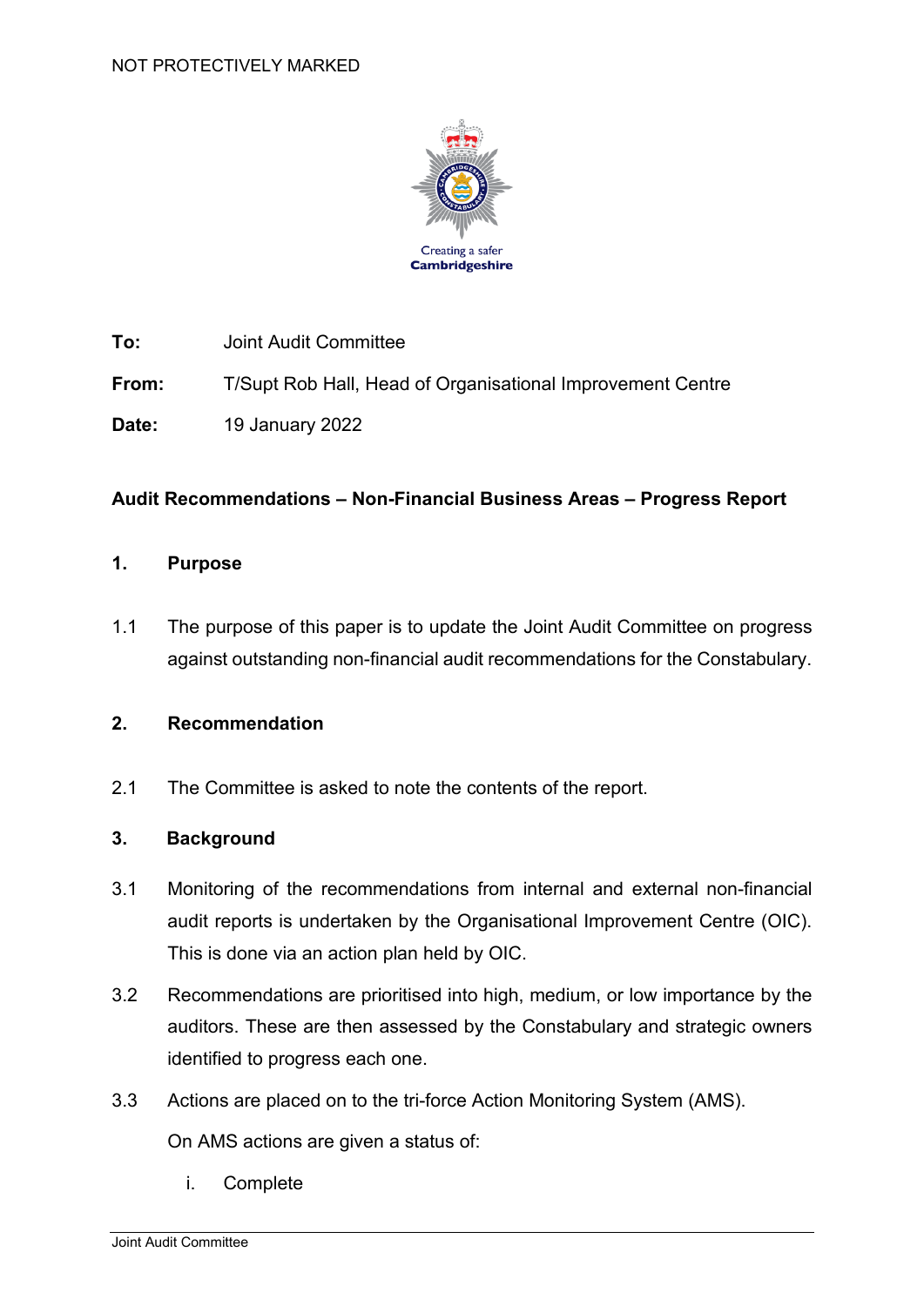NOT PROTECTIVELY MARKED

Creating a safer
**Cambridgeshire**

**To:** Joint Audit Committee

**From:** T/Supt Rob Hall, Head of Organisational Improvement Centre

**Date:** 19 January 2022

**Audit Recommendations – Non-Financial Business Areas – Progress Report**

## 1. Purpose

1.1 The purpose of this paper is to update the Joint Audit Committee on progress against outstanding non-financial audit recommendations for the Constabulary.

## 2. Recommendation

2.1 The Committee is asked to note the contents of the report.

## 3. Background

3.1 Monitoring of the recommendations from internal and external non-financial audit reports is undertaken by the Organisational Improvement Centre (OIC). This is done via an action plan held by OIC.

3.2 Recommendations are prioritised into high, medium, or low importance by the auditors. These are then assessed by the Constabulary and strategic owners identified to progress each one.

3.3 Actions are placed on to the tri-force Action Monitoring System (AMS).

On AMS actions are given a status of:

i. Complete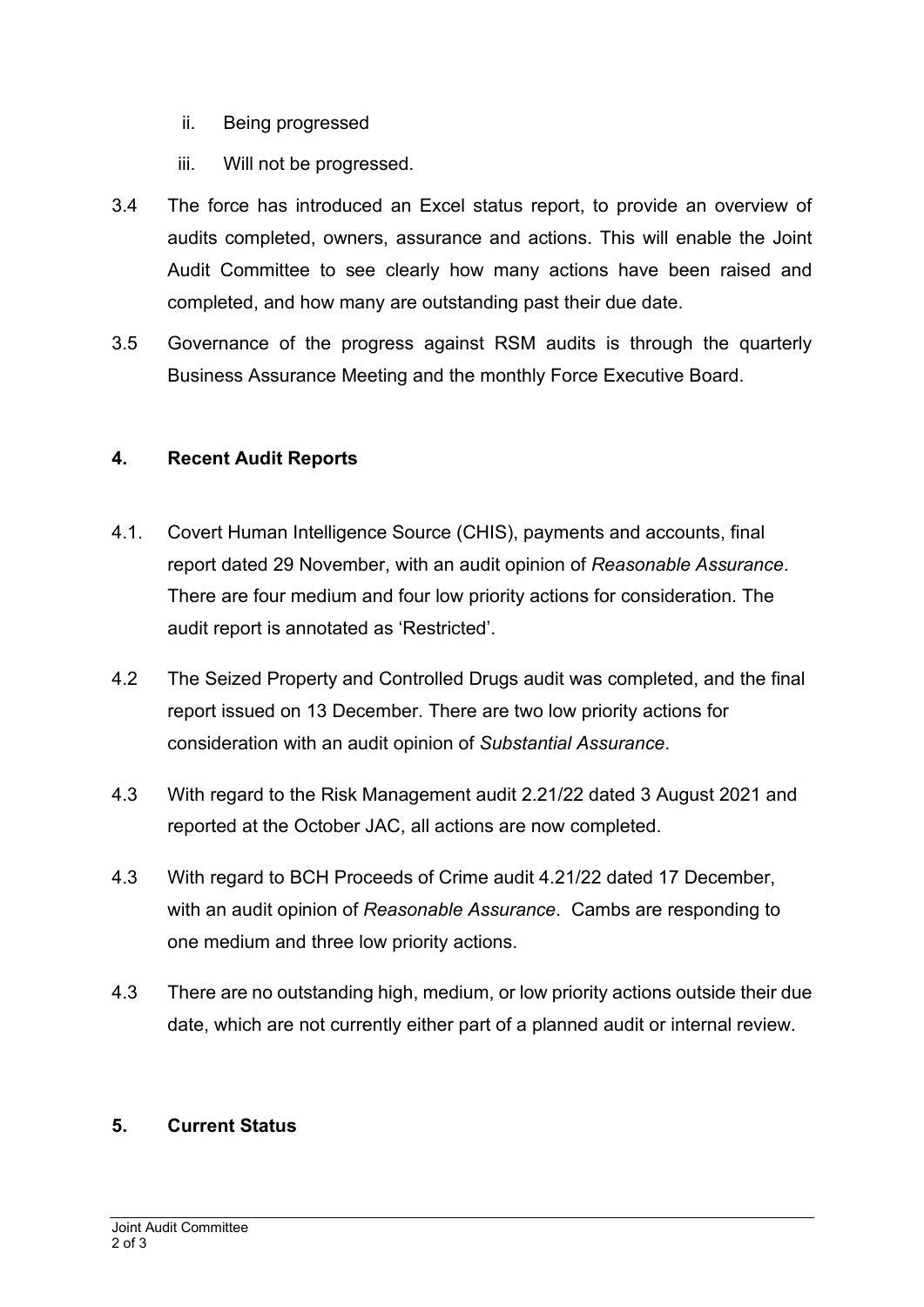ii. Being progressed

iii. Will not be progressed.

3.4 The force has introduced an Excel status report, to provide an overview of audits completed, owners, assurance and actions. This will enable the Joint Audit Committee to see clearly how many actions have been raised and completed, and how many are outstanding past their due date.

3.5 Governance of the progress against RSM audits is through the quarterly Business Assurance Meeting and the monthly Force Executive Board.

## 4. Recent Audit Reports

4.1. Covert Human Intelligence Source (CHIS), payments and accounts, final report dated 29 November, with an audit opinion of *Reasonable Assurance*. There are four medium and four low priority actions for consideration. The audit report is annotated as 'Restricted'.

4.2 The Seized Property and Controlled Drugs audit was completed, and the final report issued on 13 December. There are two low priority actions for consideration with an audit opinion of *Substantial Assurance*.

4.3 With regard to the Risk Management audit 2.21/22 dated 3 August 2021 and reported at the October JAC, all actions are now completed.

4.3 With regard to BCH Proceeds of Crime audit 4.21/22 dated 17 December, with an audit opinion of *Reasonable Assurance*. Cambs are responding to one medium and three low priority actions.

4.3 There are no outstanding high, medium, or low priority actions outside their due date, which are not currently either part of a planned audit or internal review.

## 5. Current Status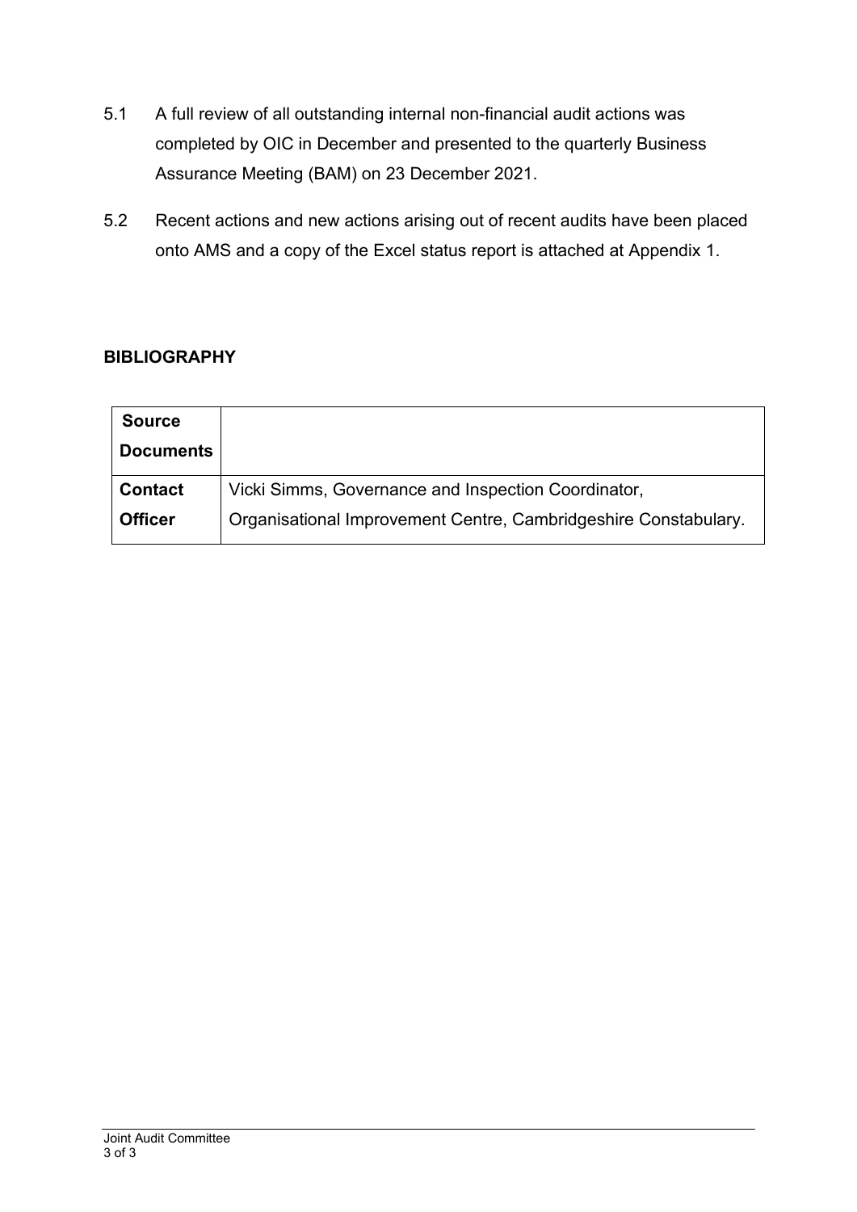5.1 A full review of all outstanding internal non-financial audit actions was completed by OIC in December and presented to the quarterly Business Assurance Meeting (BAM) on 23 December 2021.

5.2 Recent actions and new actions arising out of recent audits have been placed onto AMS and a copy of the Excel status report is attached at Appendix 1.

**BIBLIOGRAPHY**

| | |
|---|---|
| **Source Documents** | |
| **Contact Officer** | Vicki Simms, Governance and Inspection Coordinator, Organisational Improvement Centre, Cambridgeshire Constabulary. |